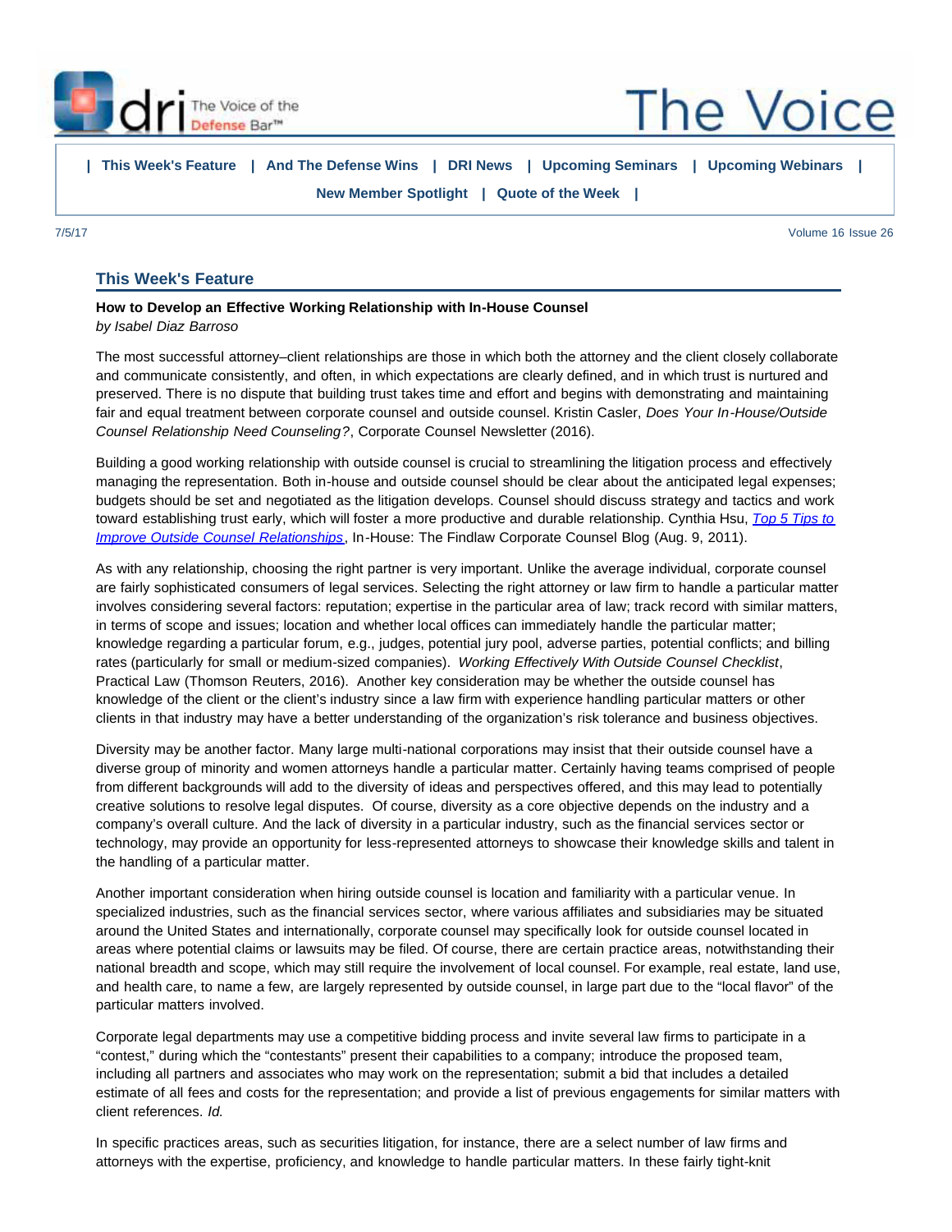# The Voice

| This Week's Feature | And The Defense Wins | DRI News | Upcoming Seminars | Upcoming Webinars | New Member Spotlight | Quote of the Week |

7/5/17 Volume 16 Issue 26

## This Week's Feature

**How to Develop an Effective Working Relationship with In-House Counsel**
*by Isabel Diaz Barroso*

The most successful attorney–client relationships are those in which both the attorney and the client closely collaborate and communicate consistently, and often, in which expectations are clearly defined, and in which trust is nurtured and preserved. There is no dispute that building trust takes time and effort and begins with demonstrating and maintaining fair and equal treatment between corporate counsel and outside counsel. Kristin Casler, *Does Your In-House/Outside Counsel Relationship Need Counseling?*, Corporate Counsel Newsletter (2016).

Building a good working relationship with outside counsel is crucial to streamlining the litigation process and effectively managing the representation. Both in-house and outside counsel should be clear about the anticipated legal expenses; budgets should be set and negotiated as the litigation develops. Counsel should discuss strategy and tactics and work toward establishing trust early, which will foster a more productive and durable relationship. Cynthia Hsu, *Top 5 Tips to Improve Outside Counsel Relationships*, In-House: The Findlaw Corporate Counsel Blog (Aug. 9, 2011).

As with any relationship, choosing the right partner is very important. Unlike the average individual, corporate counsel are fairly sophisticated consumers of legal services. Selecting the right attorney or law firm to handle a particular matter involves considering several factors: reputation; expertise in the particular area of law; track record with similar matters, in terms of scope and issues; location and whether local offices can immediately handle the particular matter; knowledge regarding a particular forum, e.g., judges, potential jury pool, adverse parties, potential conflicts; and billing rates (particularly for small or medium-sized companies). *Working Effectively With Outside Counsel Checklist*, Practical Law (Thomson Reuters, 2016). Another key consideration may be whether the outside counsel has knowledge of the client or the client's industry since a law firm with experience handling particular matters or other clients in that industry may have a better understanding of the organization's risk tolerance and business objectives.

Diversity may be another factor. Many large multi-national corporations may insist that their outside counsel have a diverse group of minority and women attorneys handle a particular matter. Certainly having teams comprised of people from different backgrounds will add to the diversity of ideas and perspectives offered, and this may lead to potentially creative solutions to resolve legal disputes. Of course, diversity as a core objective depends on the industry and a company's overall culture. And the lack of diversity in a particular industry, such as the financial services sector or technology, may provide an opportunity for less-represented attorneys to showcase their knowledge skills and talent in the handling of a particular matter.

Another important consideration when hiring outside counsel is location and familiarity with a particular venue. In specialized industries, such as the financial services sector, where various affiliates and subsidiaries may be situated around the United States and internationally, corporate counsel may specifically look for outside counsel located in areas where potential claims or lawsuits may be filed. Of course, there are certain practice areas, notwithstanding their national breadth and scope, which may still require the involvement of local counsel. For example, real estate, land use, and health care, to name a few, are largely represented by outside counsel, in large part due to the "local flavor" of the particular matters involved.

Corporate legal departments may use a competitive bidding process and invite several law firms to participate in a "contest," during which the "contestants" present their capabilities to a company; introduce the proposed team, including all partners and associates who may work on the representation; submit a bid that includes a detailed estimate of all fees and costs for the representation; and provide a list of previous engagements for similar matters with client references. *Id.*

In specific practices areas, such as securities litigation, for instance, there are a select number of law firms and attorneys with the expertise, proficiency, and knowledge to handle particular matters. In these fairly tight-knit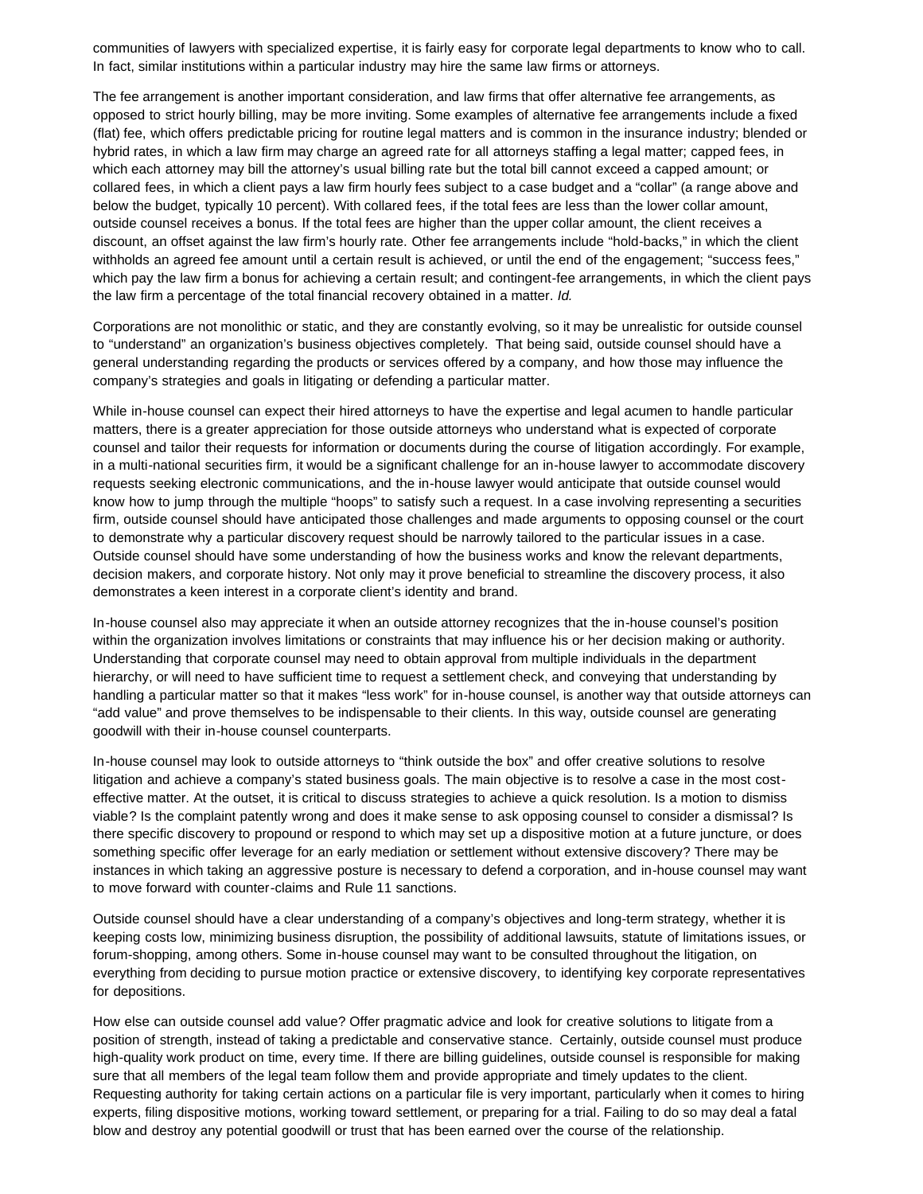communities of lawyers with specialized expertise, it is fairly easy for corporate legal departments to know who to call. In fact, similar institutions within a particular industry may hire the same law firms or attorneys.

The fee arrangement is another important consideration, and law firms that offer alternative fee arrangements, as opposed to strict hourly billing, may be more inviting. Some examples of alternative fee arrangements include a fixed (flat) fee, which offers predictable pricing for routine legal matters and is common in the insurance industry; blended or hybrid rates, in which a law firm may charge an agreed rate for all attorneys staffing a legal matter; capped fees, in which each attorney may bill the attorney's usual billing rate but the total bill cannot exceed a capped amount; or collared fees, in which a client pays a law firm hourly fees subject to a case budget and a "collar" (a range above and below the budget, typically 10 percent). With collared fees, if the total fees are less than the lower collar amount, outside counsel receives a bonus. If the total fees are higher than the upper collar amount, the client receives a discount, an offset against the law firm's hourly rate. Other fee arrangements include "hold-backs," in which the client withholds an agreed fee amount until a certain result is achieved, or until the end of the engagement; "success fees," which pay the law firm a bonus for achieving a certain result; and contingent-fee arrangements, in which the client pays the law firm a percentage of the total financial recovery obtained in a matter. *Id.*

Corporations are not monolithic or static, and they are constantly evolving, so it may be unrealistic for outside counsel to "understand" an organization's business objectives completely. That being said, outside counsel should have a general understanding regarding the products or services offered by a company, and how those may influence the company's strategies and goals in litigating or defending a particular matter.

While in-house counsel can expect their hired attorneys to have the expertise and legal acumen to handle particular matters, there is a greater appreciation for those outside attorneys who understand what is expected of corporate counsel and tailor their requests for information or documents during the course of litigation accordingly. For example, in a multi-national securities firm, it would be a significant challenge for an in-house lawyer to accommodate discovery requests seeking electronic communications, and the in-house lawyer would anticipate that outside counsel would know how to jump through the multiple "hoops" to satisfy such a request. In a case involving representing a securities firm, outside counsel should have anticipated those challenges and made arguments to opposing counsel or the court to demonstrate why a particular discovery request should be narrowly tailored to the particular issues in a case. Outside counsel should have some understanding of how the business works and know the relevant departments, decision makers, and corporate history. Not only may it prove beneficial to streamline the discovery process, it also demonstrates a keen interest in a corporate client's identity and brand.

In-house counsel also may appreciate it when an outside attorney recognizes that the in-house counsel's position within the organization involves limitations or constraints that may influence his or her decision making or authority. Understanding that corporate counsel may need to obtain approval from multiple individuals in the department hierarchy, or will need to have sufficient time to request a settlement check, and conveying that understanding by handling a particular matter so that it makes "less work" for in-house counsel, is another way that outside attorneys can "add value" and prove themselves to be indispensable to their clients. In this way, outside counsel are generating goodwill with their in-house counsel counterparts.

In-house counsel may look to outside attorneys to "think outside the box" and offer creative solutions to resolve litigation and achieve a company's stated business goals. The main objective is to resolve a case in the most cost-effective matter. At the outset, it is critical to discuss strategies to achieve a quick resolution. Is a motion to dismiss viable? Is the complaint patently wrong and does it make sense to ask opposing counsel to consider a dismissal? Is there specific discovery to propound or respond to which may set up a dispositive motion at a future juncture, or does something specific offer leverage for an early mediation or settlement without extensive discovery? There may be instances in which taking an aggressive posture is necessary to defend a corporation, and in-house counsel may want to move forward with counter-claims and Rule 11 sanctions.

Outside counsel should have a clear understanding of a company's objectives and long-term strategy, whether it is keeping costs low, minimizing business disruption, the possibility of additional lawsuits, statute of limitations issues, or forum-shopping, among others. Some in-house counsel may want to be consulted throughout the litigation, on everything from deciding to pursue motion practice or extensive discovery, to identifying key corporate representatives for depositions.

How else can outside counsel add value? Offer pragmatic advice and look for creative solutions to litigate from a position of strength, instead of taking a predictable and conservative stance. Certainly, outside counsel must produce high-quality work product on time, every time. If there are billing guidelines, outside counsel is responsible for making sure that all members of the legal team follow them and provide appropriate and timely updates to the client. Requesting authority for taking certain actions on a particular file is very important, particularly when it comes to hiring experts, filing dispositive motions, working toward settlement, or preparing for a trial. Failing to do so may deal a fatal blow and destroy any potential goodwill or trust that has been earned over the course of the relationship.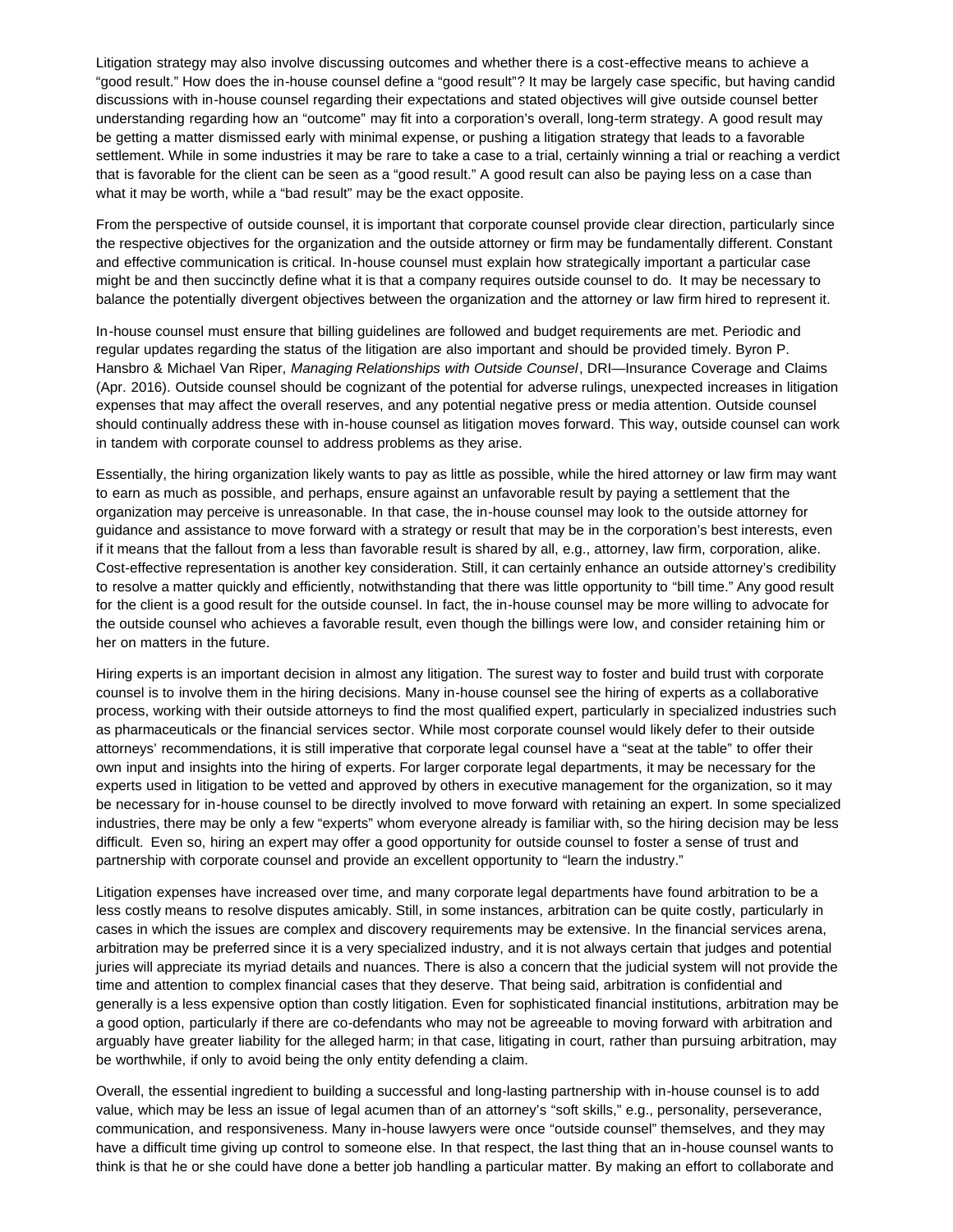Litigation strategy may also involve discussing outcomes and whether there is a cost-effective means to achieve a "good result." How does the in-house counsel define a "good result"? It may be largely case specific, but having candid discussions with in-house counsel regarding their expectations and stated objectives will give outside counsel better understanding regarding how an "outcome" may fit into a corporation's overall, long-term strategy. A good result may be getting a matter dismissed early with minimal expense, or pushing a litigation strategy that leads to a favorable settlement. While in some industries it may be rare to take a case to a trial, certainly winning a trial or reaching a verdict that is favorable for the client can be seen as a "good result." A good result can also be paying less on a case than what it may be worth, while a "bad result" may be the exact opposite.

From the perspective of outside counsel, it is important that corporate counsel provide clear direction, particularly since the respective objectives for the organization and the outside attorney or firm may be fundamentally different. Constant and effective communication is critical. In-house counsel must explain how strategically important a particular case might be and then succinctly define what it is that a company requires outside counsel to do. It may be necessary to balance the potentially divergent objectives between the organization and the attorney or law firm hired to represent it.

In-house counsel must ensure that billing guidelines are followed and budget requirements are met. Periodic and regular updates regarding the status of the litigation are also important and should be provided timely. Byron P. Hansbro & Michael Van Riper, *Managing Relationships with Outside Counsel*, DRI—Insurance Coverage and Claims (Apr. 2016). Outside counsel should be cognizant of the potential for adverse rulings, unexpected increases in litigation expenses that may affect the overall reserves, and any potential negative press or media attention. Outside counsel should continually address these with in-house counsel as litigation moves forward. This way, outside counsel can work in tandem with corporate counsel to address problems as they arise.

Essentially, the hiring organization likely wants to pay as little as possible, while the hired attorney or law firm may want to earn as much as possible, and perhaps, ensure against an unfavorable result by paying a settlement that the organization may perceive is unreasonable. In that case, the in-house counsel may look to the outside attorney for guidance and assistance to move forward with a strategy or result that may be in the corporation's best interests, even if it means that the fallout from a less than favorable result is shared by all, e.g., attorney, law firm, corporation, alike. Cost-effective representation is another key consideration. Still, it can certainly enhance an outside attorney's credibility to resolve a matter quickly and efficiently, notwithstanding that there was little opportunity to "bill time." Any good result for the client is a good result for the outside counsel. In fact, the in-house counsel may be more willing to advocate for the outside counsel who achieves a favorable result, even though the billings were low, and consider retaining him or her on matters in the future.

Hiring experts is an important decision in almost any litigation. The surest way to foster and build trust with corporate counsel is to involve them in the hiring decisions. Many in-house counsel see the hiring of experts as a collaborative process, working with their outside attorneys to find the most qualified expert, particularly in specialized industries such as pharmaceuticals or the financial services sector. While most corporate counsel would likely defer to their outside attorneys' recommendations, it is still imperative that corporate legal counsel have a "seat at the table" to offer their own input and insights into the hiring of experts. For larger corporate legal departments, it may be necessary for the experts used in litigation to be vetted and approved by others in executive management for the organization, so it may be necessary for in-house counsel to be directly involved to move forward with retaining an expert. In some specialized industries, there may be only a few "experts" whom everyone already is familiar with, so the hiring decision may be less difficult. Even so, hiring an expert may offer a good opportunity for outside counsel to foster a sense of trust and partnership with corporate counsel and provide an excellent opportunity to "learn the industry."

Litigation expenses have increased over time, and many corporate legal departments have found arbitration to be a less costly means to resolve disputes amicably. Still, in some instances, arbitration can be quite costly, particularly in cases in which the issues are complex and discovery requirements may be extensive. In the financial services arena, arbitration may be preferred since it is a very specialized industry, and it is not always certain that judges and potential juries will appreciate its myriad details and nuances. There is also a concern that the judicial system will not provide the time and attention to complex financial cases that they deserve. That being said, arbitration is confidential and generally is a less expensive option than costly litigation. Even for sophisticated financial institutions, arbitration may be a good option, particularly if there are co-defendants who may not be agreeable to moving forward with arbitration and arguably have greater liability for the alleged harm; in that case, litigating in court, rather than pursuing arbitration, may be worthwhile, if only to avoid being the only entity defending a claim.

Overall, the essential ingredient to building a successful and long-lasting partnership with in-house counsel is to add value, which may be less an issue of legal acumen than of an attorney's "soft skills," e.g., personality, perseverance, communication, and responsiveness. Many in-house lawyers were once "outside counsel" themselves, and they may have a difficult time giving up control to someone else. In that respect, the last thing that an in-house counsel wants to think is that he or she could have done a better job handling a particular matter. By making an effort to collaborate and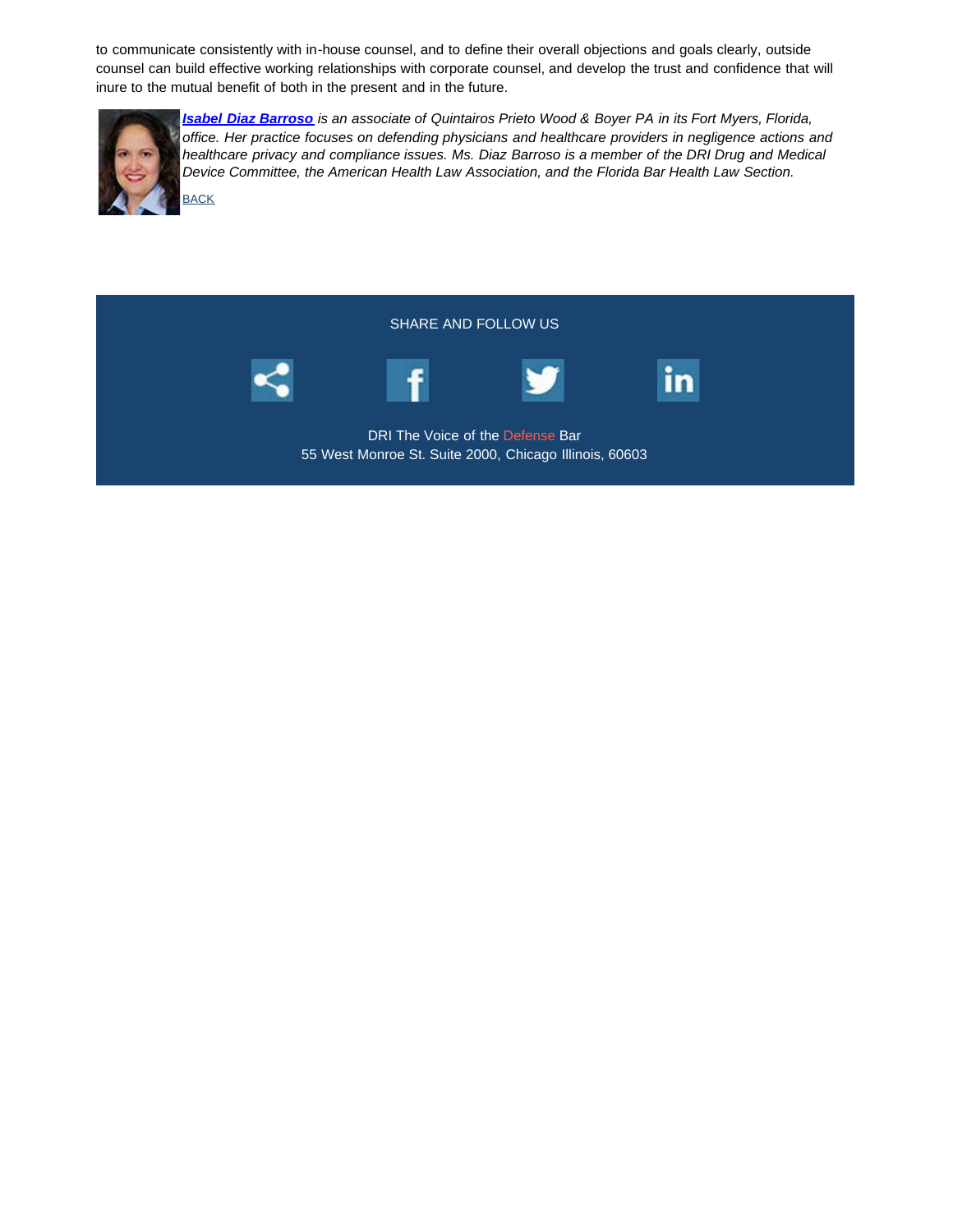to communicate consistently with in-house counsel, and to define their overall objections and goals clearly, outside counsel can build effective working relationships with corporate counsel, and develop the trust and confidence that will inure to the mutual benefit of both in the present and in the future.

***Isabel Diaz Barroso** is an associate of Quintairos Prieto Wood & Boyer PA in its Fort Myers, Florida, office. Her practice focuses on defending physicians and healthcare providers in negligence actions and healthcare privacy and compliance issues. Ms. Diaz Barroso is a member of the DRI Drug and Medical Device Committee, the American Health Law Association, and the Florida Bar Health Law Section.*

BACK

SHARE AND FOLLOW US

DRI The Voice of the Defense Bar
55 West Monroe St. Suite 2000, Chicago Illinois, 60603